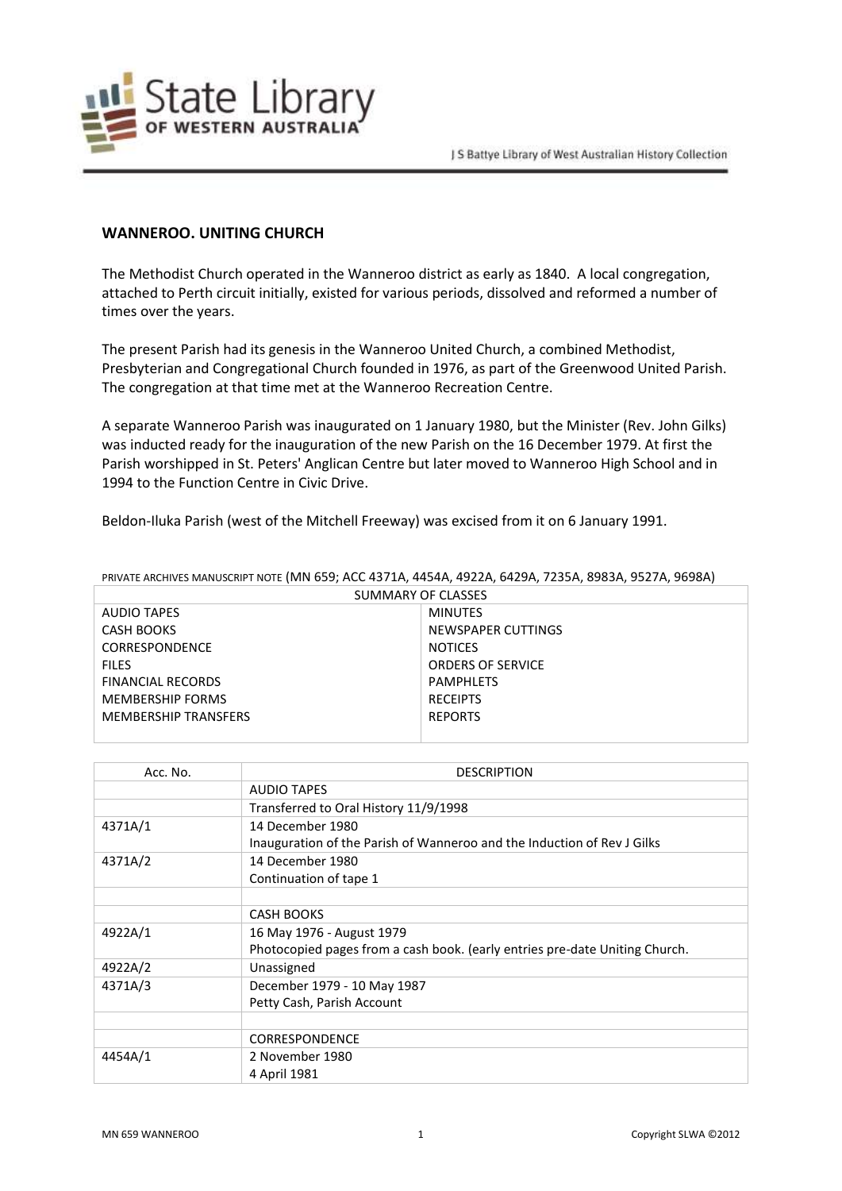## WANNEROO. UNITING CHURCH

The Methodist Church operated in the Wanneroo district as early as 1840. A local congregation, attached to Perth circuit initially, existed for various periods, dissolved and reformed a number of times over the years.

The present Parish had its genesis in the Wanneroo United Church, a combined Methodist, Presbyterian and Congregational Church founded in 1976, as part of the Greenwood United Parish. The congregation at that time met at the Wanneroo Recreation Centre.

A separate Wanneroo Parish was inaugurated on 1 January 1980, but the Minister (Rev. John Gilks) was inducted ready for the inauguration of the new Parish on the 16 December 1979. At first the Parish worshipped in St. Peters' Anglican Centre but later moved to Wanneroo High School and in 1994 to the Function Centre in Civic Drive.

Beldon-Iluka Parish (west of the Mitchell Freeway) was excised from it on 6 January 1991.

PRIVATE ARCHIVES MANUSCRIPT NOTE (MN 659; ACC 4371A, 4454A, 4922A, 6429A, 7235A, 8983A, 9527A, 9698A)

| SUMMARY OF CLASSES | |
|---|---|
| AUDIO TAPES | MINUTES |
| CASH BOOKS | NEWSPAPER CUTTINGS |
| CORRESPONDENCE | NOTICES |
| FILES | ORDERS OF SERVICE |
| FINANCIAL RECORDS | PAMPHLETS |
| MEMBERSHIP FORMS | RECEIPTS |
| MEMBERSHIP TRANSFERS | REPORTS |

| Acc. No. | DESCRIPTION |
|---|---|
| | AUDIO TAPES |
| | Transferred to Oral History 11/9/1998 |
| 4371A/1 | 14 December 1980<br>Inauguration of the Parish of Wanneroo and the Induction of Rev J Gilks |
| 4371A/2 | 14 December 1980<br>Continuation of tape 1 |
| | |
| | CASH BOOKS |
| 4922A/1 | 16 May 1976 - August 1979<br>Photocopied pages from a cash book. (early entries pre-date Uniting Church. |
| 4922A/2 | Unassigned |
| 4371A/3 | December 1979 - 10 May 1987<br>Petty Cash, Parish Account |
| | |
| | CORRESPONDENCE |
| 4454A/1 | 2 November 1980<br>4 April 1981 |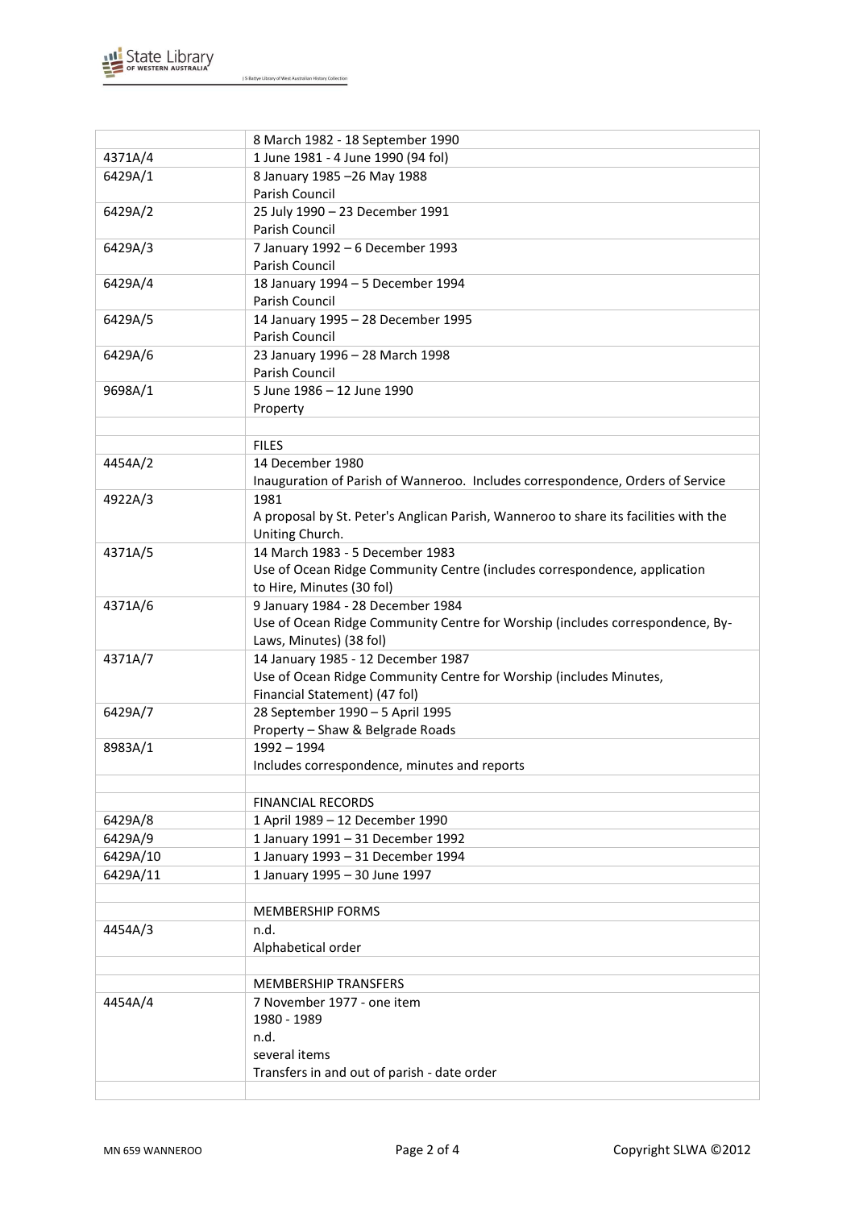|  |  |
|---|---|
|  | 8 March 1982 - 18 September 1990 |
| 4371A/4 | 1 June 1981 - 4 June 1990 (94 fol) |
| 6429A/1 | 8 January 1985 –26 May 1988<br>Parish Council |
| 6429A/2 | 25 July 1990 – 23 December 1991<br>Parish Council |
| 6429A/3 | 7 January 1992 – 6 December 1993<br>Parish Council |
| 6429A/4 | 18 January 1994 – 5 December 1994<br>Parish Council |
| 6429A/5 | 14 January 1995 – 28 December 1995<br>Parish Council |
| 6429A/6 | 23 January 1996 – 28 March 1998<br>Parish Council |
| 9698A/1 | 5 June 1986 – 12 June 1990<br>Property |
|  |  |
|  | FILES |
| 4454A/2 | 14 December 1980<br>Inauguration of Parish of Wanneroo. Includes correspondence, Orders of Service |
| 4922A/3 | 1981<br>A proposal by St. Peter's Anglican Parish, Wanneroo to share its facilities with the Uniting Church. |
| 4371A/5 | 14 March 1983 - 5 December 1983<br>Use of Ocean Ridge Community Centre (includes correspondence, application to Hire, Minutes (30 fol) |
| 4371A/6 | 9 January 1984 - 28 December 1984<br>Use of Ocean Ridge Community Centre for Worship (includes correspondence, By-Laws, Minutes) (38 fol) |
| 4371A/7 | 14 January 1985 - 12 December 1987<br>Use of Ocean Ridge Community Centre for Worship (includes Minutes, Financial Statement) (47 fol) |
| 6429A/7 | 28 September 1990 – 5 April 1995<br>Property – Shaw & Belgrade Roads |
| 8983A/1 | 1992 – 1994<br>Includes correspondence, minutes and reports |
|  |  |
|  | FINANCIAL RECORDS |
| 6429A/8 | 1 April 1989 – 12 December 1990 |
| 6429A/9 | 1 January 1991 – 31 December 1992 |
| 6429A/10 | 1 January 1993 – 31 December 1994 |
| 6429A/11 | 1 January 1995 – 30 June 1997 |
|  |  |
|  | MEMBERSHIP FORMS |
| 4454A/3 | n.d.<br>Alphabetical order |
|  |  |
|  | MEMBERSHIP TRANSFERS |
| 4454A/4 | 7 November 1977 - one item<br>1980 - 1989<br>n.d.<br>several items<br>Transfers in and out of parish - date order |
|  |  |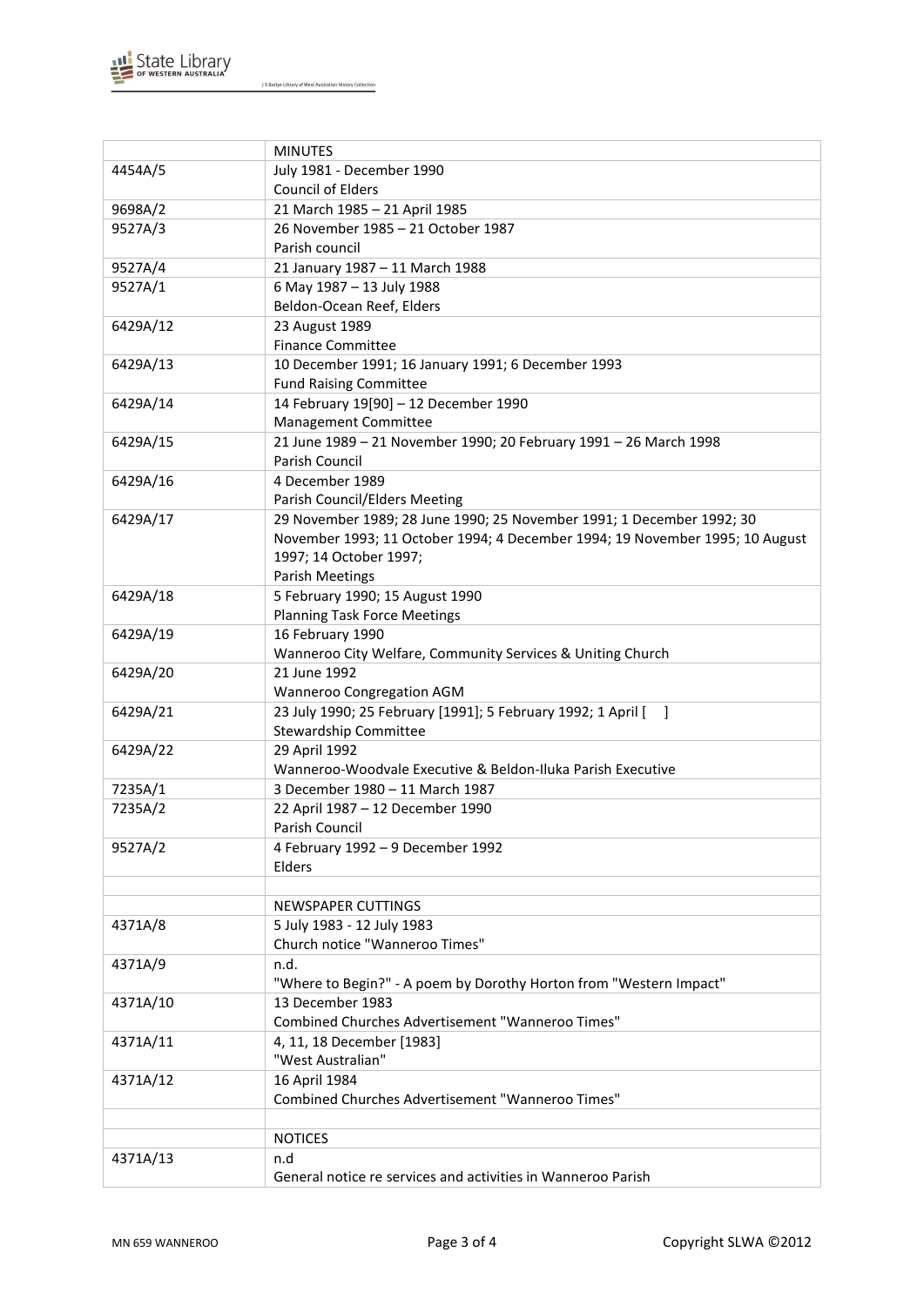| | MINUTES |
|---|---|
| 4454A/5 | July 1981 - December 1990<br>Council of Elders |
| 9698A/2 | 21 March 1985 – 21 April 1985 |
| 9527A/3 | 26 November 1985 – 21 October 1987<br>Parish council |
| 9527A/4 | 21 January 1987 – 11 March 1988 |
| 9527A/1 | 6 May 1987 – 13 July 1988<br>Beldon-Ocean Reef, Elders |
| 6429A/12 | 23 August 1989<br>Finance Committee |
| 6429A/13 | 10 December 1991; 16 January 1991; 6 December 1993<br>Fund Raising Committee |
| 6429A/14 | 14 February 19[90] – 12 December 1990<br>Management Committee |
| 6429A/15 | 21 June 1989 – 21 November 1990; 20 February 1991 – 26 March 1998<br>Parish Council |
| 6429A/16 | 4 December 1989<br>Parish Council/Elders Meeting |
| 6429A/17 | 29 November 1989; 28 June 1990; 25 November 1991; 1 December 1992; 30 November 1993; 11 October 1994; 4 December 1994; 19 November 1995; 10 August 1997; 14 October 1997;<br>Parish Meetings |
| 6429A/18 | 5 February 1990; 15 August 1990<br>Planning Task Force Meetings |
| 6429A/19 | 16 February 1990<br>Wanneroo City Welfare, Community Services & Uniting Church |
| 6429A/20 | 21 June 1992<br>Wanneroo Congregation AGM |
| 6429A/21 | 23 July 1990; 25 February [1991]; 5 February 1992; 1 April [ ]<br>Stewardship Committee |
| 6429A/22 | 29 April 1992<br>Wanneroo-Woodvale Executive & Beldon-Iluka Parish Executive |
| 7235A/1 | 3 December 1980 – 11 March 1987 |
| 7235A/2 | 22 April 1987 – 12 December 1990<br>Parish Council |
| 9527A/2 | 4 February 1992 – 9 December 1992<br>Elders |
| | |
| | NEWSPAPER CUTTINGS |
| 4371A/8 | 5 July 1983 - 12 July 1983<br>Church notice "Wanneroo Times" |
| 4371A/9 | n.d.<br>"Where to Begin?" - A poem by Dorothy Horton from "Western Impact" |
| 4371A/10 | 13 December 1983<br>Combined Churches Advertisement "Wanneroo Times" |
| 4371A/11 | 4, 11, 18 December [1983]<br>"West Australian" |
| 4371A/12 | 16 April 1984<br>Combined Churches Advertisement "Wanneroo Times" |
| | |
| | NOTICES |
| 4371A/13 | n.d<br>General notice re services and activities in Wanneroo Parish |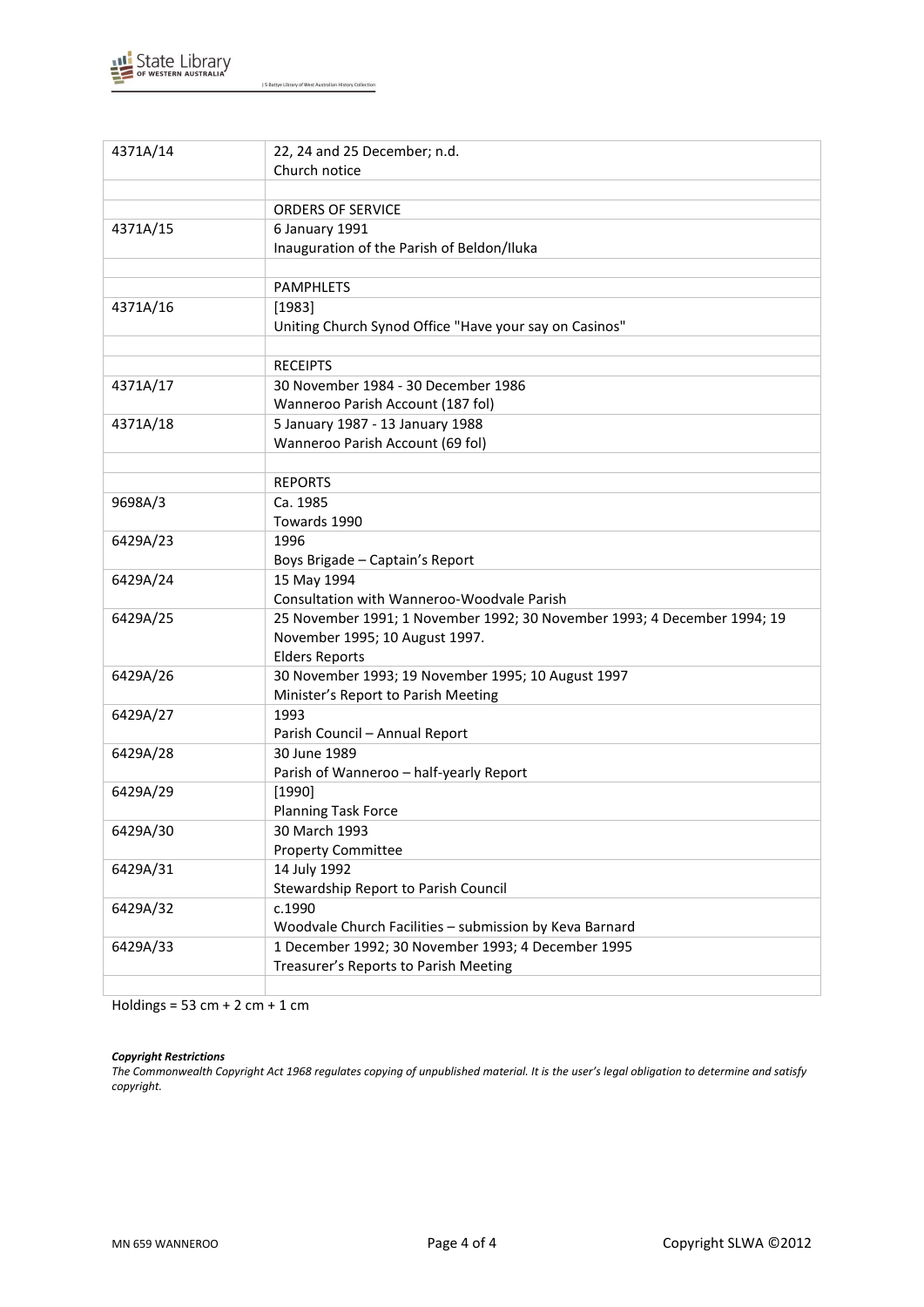| | |
|---|---|
| 4371A/14 | 22, 24 and 25 December; n.d.<br>Church notice |
| | |
| | ORDERS OF SERVICE |
| 4371A/15 | 6 January 1991<br>Inauguration of the Parish of Beldon/Iluka |
| | |
| | PAMPHLETS |
| 4371A/16 | [1983]<br>Uniting Church Synod Office "Have your say on Casinos" |
| | |
| | RECEIPTS |
| 4371A/17 | 30 November 1984 - 30 December 1986<br>Wanneroo Parish Account (187 fol) |
| 4371A/18 | 5 January 1987 - 13 January 1988<br>Wanneroo Parish Account (69 fol) |
| | |
| | REPORTS |
| 9698A/3 | Ca. 1985<br>Towards 1990 |
| 6429A/23 | 1996<br>Boys Brigade – Captain's Report |
| 6429A/24 | 15 May 1994<br>Consultation with Wanneroo-Woodvale Parish |
| 6429A/25 | 25 November 1991; 1 November 1992; 30 November 1993; 4 December 1994; 19 November 1995; 10 August 1997.<br>Elders Reports |
| 6429A/26 | 30 November 1993; 19 November 1995; 10 August 1997<br>Minister's Report to Parish Meeting |
| 6429A/27 | 1993<br>Parish Council – Annual Report |
| 6429A/28 | 30 June 1989<br>Parish of Wanneroo – half-yearly Report |
| 6429A/29 | [1990]<br>Planning Task Force |
| 6429A/30 | 30 March 1993<br>Property Committee |
| 6429A/31 | 14 July 1992<br>Stewardship Report to Parish Council |
| 6429A/32 | c.1990<br>Woodvale Church Facilities – submission by Keva Barnard |
| 6429A/33 | 1 December 1992; 30 November 1993; 4 December 1995<br>Treasurer's Reports to Parish Meeting |
| | |

Holdings = 53 cm + 2 cm + 1 cm

***Copyright Restrictions***

*The Commonwealth Copyright Act 1968 regulates copying of unpublished material. It is the user's legal obligation to determine and satisfy copyright.*